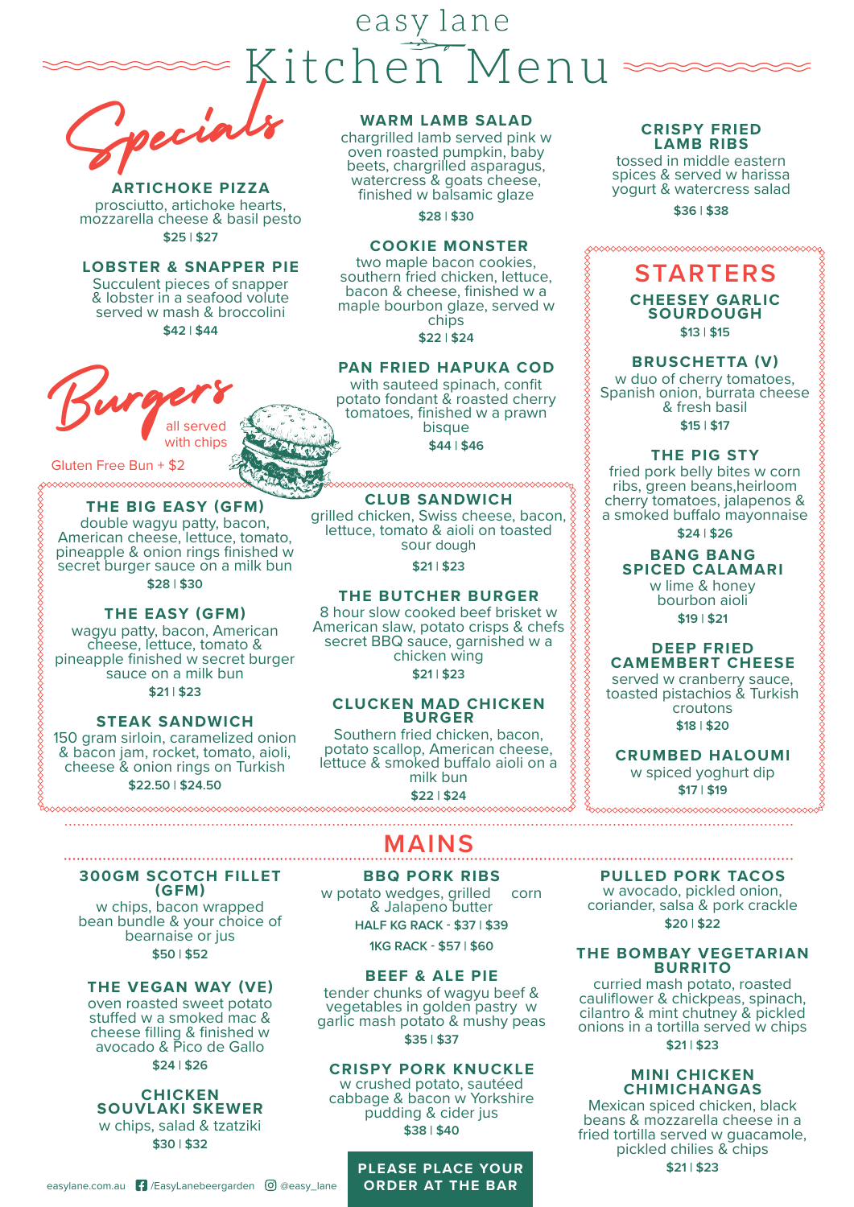easy lane

# Kitchen Menu

## Specials

### ARTICHOKE PIZZA
prosciutto, artichoke hearts, mozzarella cheese & basil pesto
**$25 | $27**

### LOBSTER & SNAPPER PIE
Succulent pieces of snapper & lobster in a seafood volute served w mash & broccolini
**$42 | $44**

### WARM LAMB SALAD
chargrilled lamb served pink w oven roasted pumpkin, baby beets, chargrilled asparagus, watercress & goats cheese, finished w balsamic glaze
**$28 | $30**

### COOKIE MONSTER
two maple bacon cookies, southern fried chicken, lettuce, bacon & cheese, finished w a maple bourbon glaze, served w chips
**$22 | $24**

### PAN FRIED HAPUKA COD
with sauteed spinach, confit potato fondant & roasted cherry tomatoes, finished w a prawn bisque
**$44 | $46**

### CRISPY FRIED LAMB RIBS
tossed in middle eastern spices & served w harissa yogurt & watercress salad
**$36 | $38**

## Burgers
all served with chips

Gluten Free Bun + $2

### THE BIG EASY (GFM)
double wagyu patty, bacon, American cheese, lettuce, tomato, pineapple & onion rings finished w secret burger sauce on a milk bun
**$28 | $30**

### THE EASY (GFM)
wagyu patty, bacon, American cheese, lettuce, tomato & pineapple finished w secret burger sauce on a milk bun
**$21 | $23**

### STEAK SANDWICH
150 gram sirloin, caramelized onion & bacon jam, rocket, tomato, aioli, cheese & onion rings on Turkish
**$22.50 | $24.50**

### CLUB SANDWICH
grilled chicken, Swiss cheese, bacon, lettuce, tomato & aioli on toasted sour dough
**$21 | $23**

### THE BUTCHER BURGER
8 hour slow cooked beef brisket w American slaw, potato crisps & chefs secret BBQ sauce, garnished w a chicken wing
**$21 | $23**

### CLUCKEN MAD CHICKEN BURGER
Southern fried chicken, bacon, potato scallop, American cheese, lettuce & smoked buffalo aioli on a milk bun
**$22 | $24**

## STARTERS

### CHEESEY GARLIC SOURDOUGH
**$13 | $15**

### BRUSCHETTA (V)
w duo of cherry tomatoes, Spanish onion, burrata cheese & fresh basil
**$15 | $17**

### THE PIG STY
fried pork belly bites w corn ribs, green beans,heirloom cherry tomatoes, jalapenos & a smoked buffalo mayonnaise
**$24 | $26**

### BANG BANG SPICED CALAMARI
w lime & honey bourbon aioli
**$19 | $21**

### DEEP FRIED CAMEMBERT CHEESE
served w cranberry sauce, toasted pistachios & Turkish croutons
**$18 | $20**

### CRUMBED HALOUMI
w spiced yoghurt dip
**$17 | $19**

## MAINS

### 300GM SCOTCH FILLET (GFM)
w chips, bacon wrapped bean bundle & your choice of bearnaise or jus
**$50 | $52**

### THE VEGAN WAY (VE)
oven roasted sweet potato stuffed w a smoked mac & cheese filling & finished w avocado & Pico de Gallo
**$24 | $26**

### CHICKEN SOUVLAKI SKEWER
w chips, salad & tzatziki
**$30 | $32**

### BBQ PORK RIBS
w potato wedges, grilled corn & Jalapeno butter
**HALF KG RACK - $37 | $39**
**1KG RACK - $57 | $60**

### BEEF & ALE PIE
tender chunks of wagyu beef & vegetables in golden pastry w garlic mash potato & mushy peas
**$35 | $37**

### CRISPY PORK KNUCKLE
w crushed potato, sautéed cabbage & bacon w Yorkshire pudding & cider jus
**$38 | $40**

### PULLED PORK TACOS
w avocado, pickled onion, coriander, salsa & pork crackle
**$20 | $22**

### THE BOMBAY VEGETARIAN BURRITO
curried mash potato, roasted cauliflower & chickpeas, spinach, cilantro & mint chutney & pickled onions in a tortilla served w chips
**$21 | $23**

### MINI CHICKEN CHIMICHANGAS
Mexican spiced chicken, black beans & mozzarella cheese in a fried tortilla served w guacamole, pickled chilies & chips
**$21 | $23**

**PLEASE PLACE YOUR ORDER AT THE BAR**

easylane.com.au /EasyLanebeergarden @easy_lane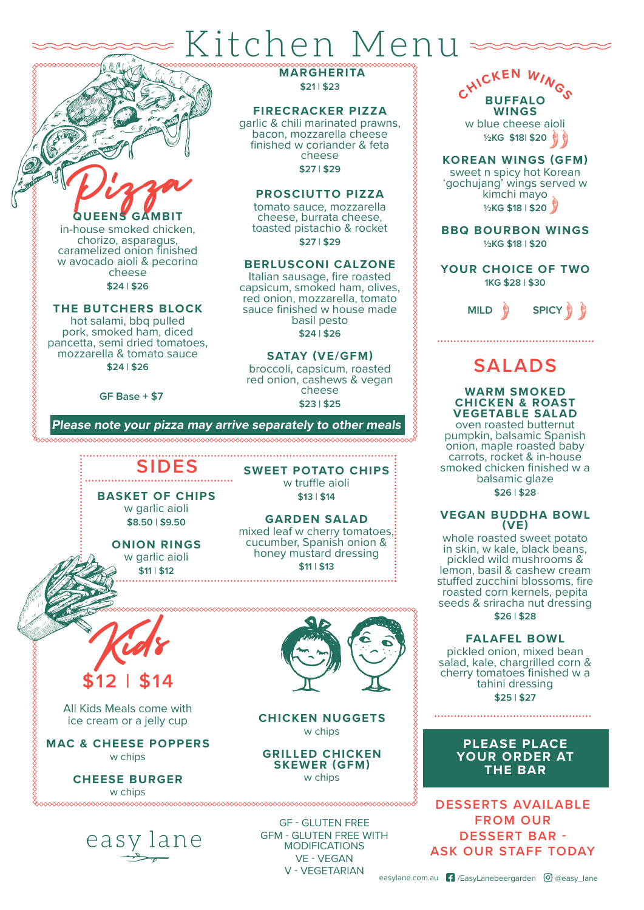# Kitchen Menu

## Pizza

**MARGHERITA**
$21 | $23

**FIRECRACKER PIZZA**
garlic & chili marinated prawns, bacon, mozzarella cheese finished w coriander & feta cheese
$27 | $29

**PROSCIUTTO PIZZA**
tomato sauce, mozzarella cheese, burrata cheese, toasted pistachio & rocket
$27 | $29

**BERLUSCONI CALZONE**
Italian sausage, fire roasted capsicum, smoked ham, olives, red onion, mozzarella, tomato sauce finished w house made basil pesto
$24 | $26

**SATAY (VE/GFM)**
broccoli, capsicum, roasted red onion, cashews & vegan cheese
$23 | $25

**QUEENS GAMBIT**
in-house smoked chicken, chorizo, asparagus, caramelized onion finished w avocado aioli & pecorino cheese
$24 | $26

**THE BUTCHERS BLOCK**
hot salami, bbq pulled pork, smoked ham, diced pancetta, semi dried tomatoes, mozzarella & tomato sauce
$24 | $26

GF Base + $7

*Please note your pizza may arrive separately to other meals*

## CHICKEN WINGS

**BUFFALO WINGS**
w blue cheese aioli
½KG $18 | $20

**KOREAN WINGS (GFM)**
sweet n spicy hot Korean 'gochujang' wings served w kimchi mayo
½KG $18 | $20

**BBQ BOURBON WINGS**
½KG $18 | $20

**YOUR CHOICE OF TWO**
1KG $28 | $30

MILD SPICY

## SIDES

**BASKET OF CHIPS**
w garlic aioli
$8.50 | $9.50

**ONION RINGS**
w garlic aioli
$11 | $12

**SWEET POTATO CHIPS**
w truffle aioli
$13 | $14

**GARDEN SALAD**
mixed leaf w cherry tomatoes, cucumber, Spanish onion & honey mustard dressing
$11 | $13

## SALADS

**WARM SMOKED CHICKEN & ROAST VEGETABLE SALAD**
oven roasted butternut pumpkin, balsamic Spanish onion, maple roasted baby carrots, rocket & in-house smoked chicken finished w a balsamic glaze
$26 | $28

**VEGAN BUDDHA BOWL (VE)**
whole roasted sweet potato in skin, w kale, black beans, pickled wild mushrooms & lemon, basil & cashew cream stuffed zucchini blossoms, fire roasted corn kernels, pepita seeds & sriracha nut dressing
$26 | $28

**FALAFEL BOWL**
pickled onion, mixed bean salad, kale, chargrilled corn & cherry tomatoes finished w a tahini dressing
$25 | $27

## Kids

**$12 | $14**

All Kids Meals come with ice cream or a jelly cup

**MAC & CHEESE POPPERS**
w chips

**CHEESE BURGER**
w chips

**CHICKEN NUGGETS**
w chips

**GRILLED CHICKEN SKEWER (GFM)**
w chips

**PLEASE PLACE YOUR ORDER AT THE BAR**

**DESSERTS AVAILABLE FROM OUR DESSERT BAR - ASK OUR STAFF TODAY**

easy lane

GF - GLUTEN FREE
GFM - GLUTEN FREE WITH MODIFICATIONS
VE - VEGAN
V - VEGETARIAN

easylane.com.au /EasyLanebeergarden @easy_lane